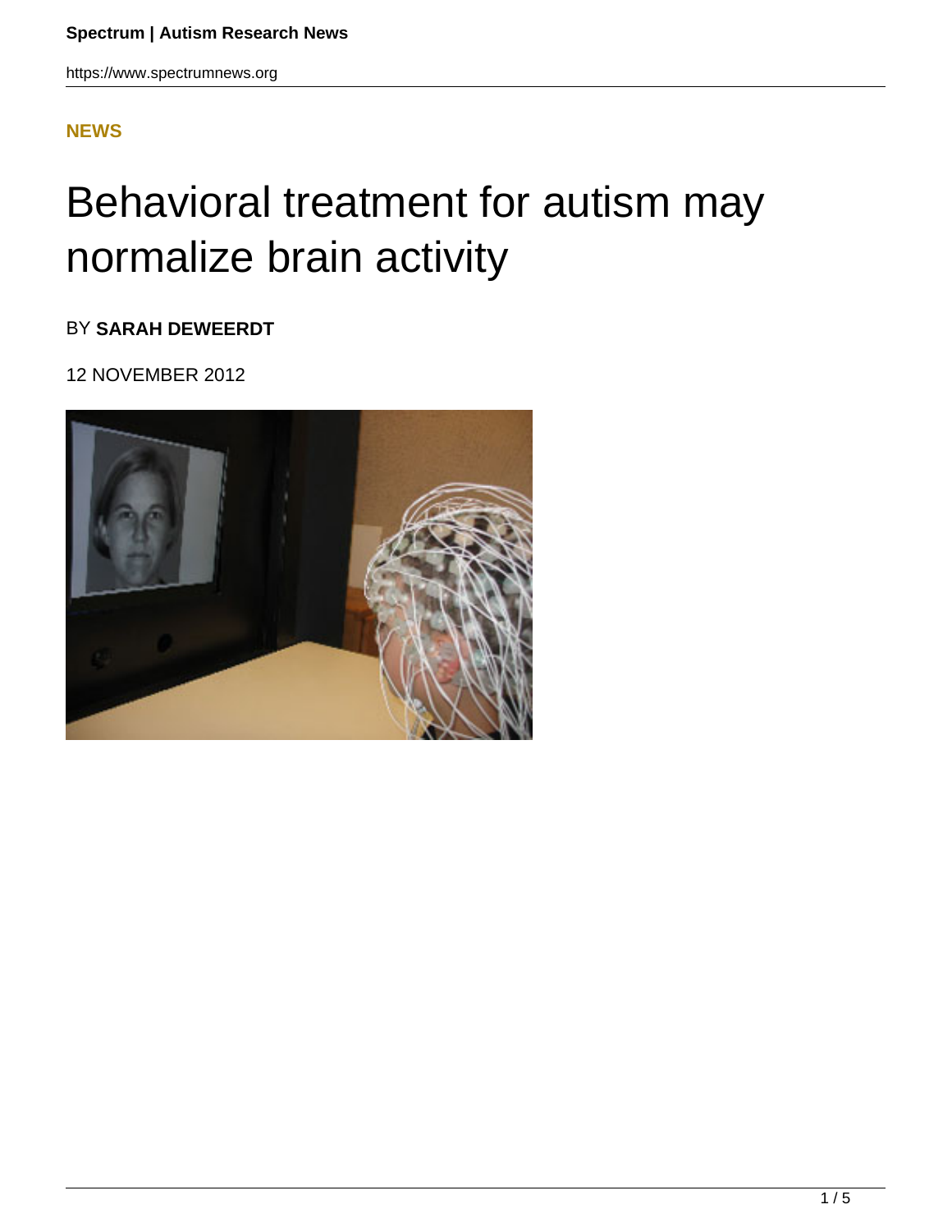**NEWS**

# Behavioral treatment for autism may normalize brain activity

BY **SARAH DEWEERDT**

12 NOVEMBER 2012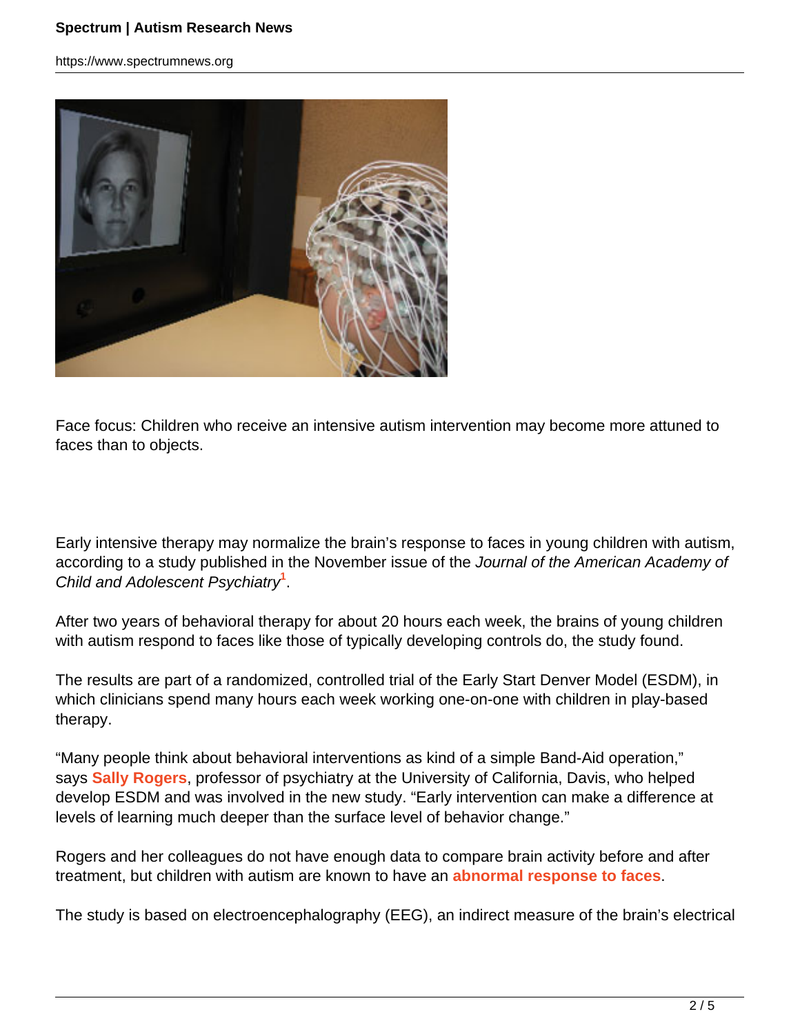Face focus: Children who receive an intensive autism intervention may become more attuned to faces than to objects.

Early intensive therapy may normalize the brain's response to faces in young children with autism, according to a study published in the November issue of the *Journal of the American Academy of Child and Adolescent Psychiatry*[1].

After two years of behavioral therapy for about 20 hours each week, the brains of young children with autism respond to faces like those of typically developing controls do, the study found.

The results are part of a randomized, controlled trial of the Early Start Denver Model (ESDM), in which clinicians spend many hours each week working one-on-one with children in play-based therapy.

"Many people think about behavioral interventions as kind of a simple Band-Aid operation," says **Sally Rogers**, professor of psychiatry at the University of California, Davis, who helped develop ESDM and was involved in the new study. "Early intervention can make a difference at levels of learning much deeper than the surface level of behavior change."

Rogers and her colleagues do not have enough data to compare brain activity before and after treatment, but children with autism are known to have an **abnormal response to faces**.

The study is based on electroencephalography (EEG), an indirect measure of the brain's electrical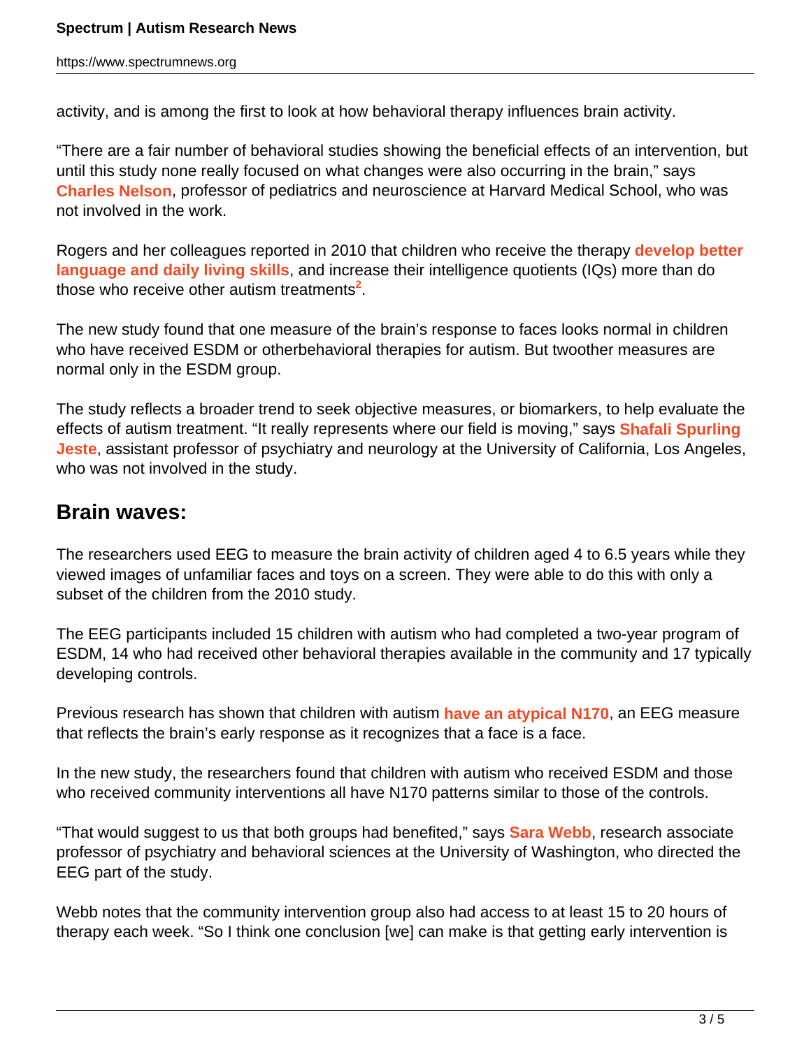activity, and is among the first to look at how behavioral therapy influences brain activity.

"There are a fair number of behavioral studies showing the beneficial effects of an intervention, but until this study none really focused on what changes were also occurring in the brain," says **Charles Nelson**, professor of pediatrics and neuroscience at Harvard Medical School, who was not involved in the work.

Rogers and her colleagues reported in 2010 that children who receive the therapy **develop better language and daily living skills**, and increase their intelligence quotients (IQs) more than do those who receive other autism treatments[2].

The new study found that one measure of the brain's response to faces looks normal in children who have received ESDM or otherbehavioral therapies for autism. But twoother measures are normal only in the ESDM group.

The study reflects a broader trend to seek objective measures, or biomarkers, to help evaluate the effects of autism treatment. "It really represents where our field is moving," says **Shafali Spurling Jeste**, assistant professor of psychiatry and neurology at the University of California, Los Angeles, who was not involved in the study.

## Brain waves:

The researchers used EEG to measure the brain activity of children aged 4 to 6.5 years while they viewed images of unfamiliar faces and toys on a screen. They were able to do this with only a subset of the children from the 2010 study.

The EEG participants included 15 children with autism who had completed a two-year program of ESDM, 14 who had received other behavioral therapies available in the community and 17 typically developing controls.

Previous research has shown that children with autism **have an atypical N170**, an EEG measure that reflects the brain's early response as it recognizes that a face is a face.

In the new study, the researchers found that children with autism who received ESDM and those who received community interventions all have N170 patterns similar to those of the controls.

"That would suggest to us that both groups had benefited," says **Sara Webb**, research associate professor of psychiatry and behavioral sciences at the University of Washington, who directed the EEG part of the study.

Webb notes that the community intervention group also had access to at least 15 to 20 hours of therapy each week. "So I think one conclusion [we] can make is that getting early intervention is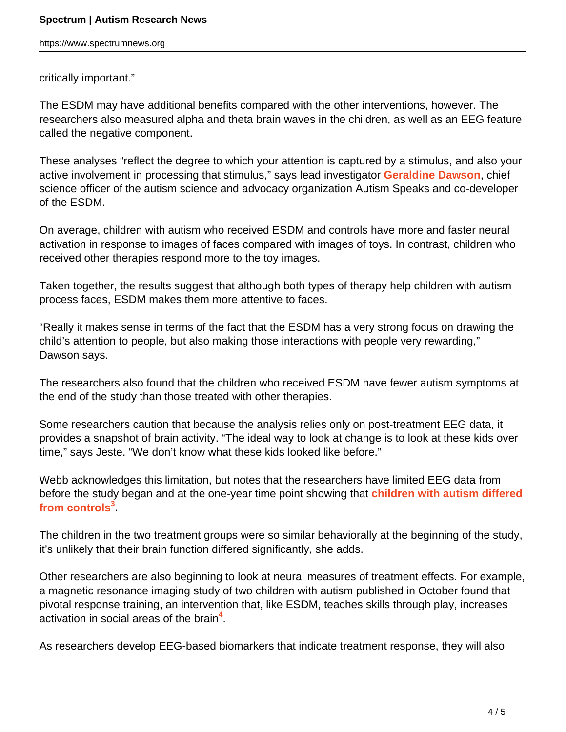critically important."

The ESDM may have additional benefits compared with the other interventions, however. The researchers also measured alpha and theta brain waves in the children, as well as an EEG feature called the negative component.

These analyses "reflect the degree to which your attention is captured by a stimulus, and also your active involvement in processing that stimulus," says lead investigator **Geraldine Dawson**, chief science officer of the autism science and advocacy organization Autism Speaks and co-developer of the ESDM.

On average, children with autism who received ESDM and controls have more and faster neural activation in response to images of faces compared with images of toys. In contrast, children who received other therapies respond more to the toy images.

Taken together, the results suggest that although both types of therapy help children with autism process faces, ESDM makes them more attentive to faces.

"Really it makes sense in terms of the fact that the ESDM has a very strong focus on drawing the child's attention to people, but also making those interactions with people very rewarding," Dawson says.

The researchers also found that the children who received ESDM have fewer autism symptoms at the end of the study than those treated with other therapies.

Some researchers caution that because the analysis relies only on post-treatment EEG data, it provides a snapshot of brain activity. "The ideal way to look at change is to look at these kids over time," says Jeste. "We don't know what these kids looked like before."

Webb acknowledges this limitation, but notes that the researchers have limited EEG data from before the study began and at the one-year time point showing that **children with autism differed from controls**[3].

The children in the two treatment groups were so similar behaviorally at the beginning of the study, it's unlikely that their brain function differed significantly, she adds.

Other researchers are also beginning to look at neural measures of treatment effects. For example, a magnetic resonance imaging study of two children with autism published in October found that pivotal response training, an intervention that, like ESDM, teaches skills through play, increases activation in social areas of the brain[4].

As researchers develop EEG-based biomarkers that indicate treatment response, they will also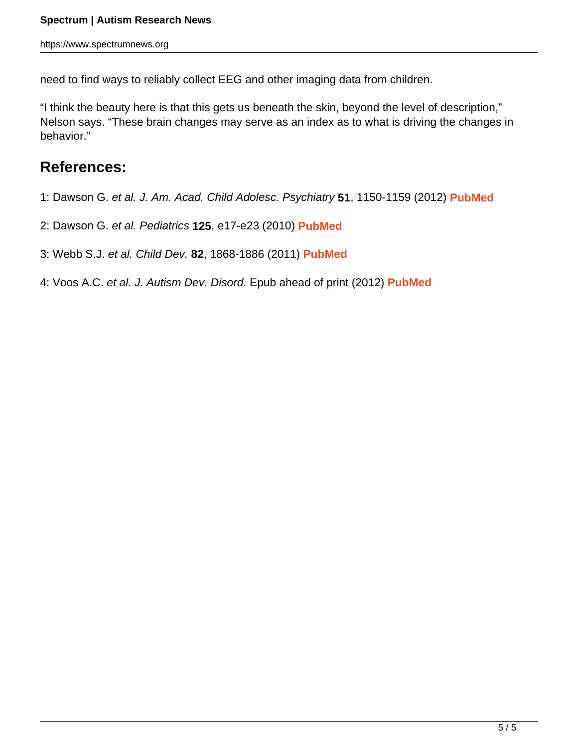need to find ways to reliably collect EEG and other imaging data from children.

"I think the beauty here is that this gets us beneath the skin, beyond the level of description," Nelson says. "These brain changes may serve as an index as to what is driving the changes in behavior."

## References:

1: Dawson G. *et al. J. Am. Acad. Child Adolesc. Psychiatry* **51**, 1150-1159 (2012) **PubMed**

2: Dawson G. *et al. Pediatrics* **125**, e17-e23 (2010) **PubMed**

3: Webb S.J. *et al. Child Dev.* **82**, 1868-1886 (2011) **PubMed**

4: Voos A.C. *et al. J. Autism Dev. Disord.* Epub ahead of print (2012) **PubMed**